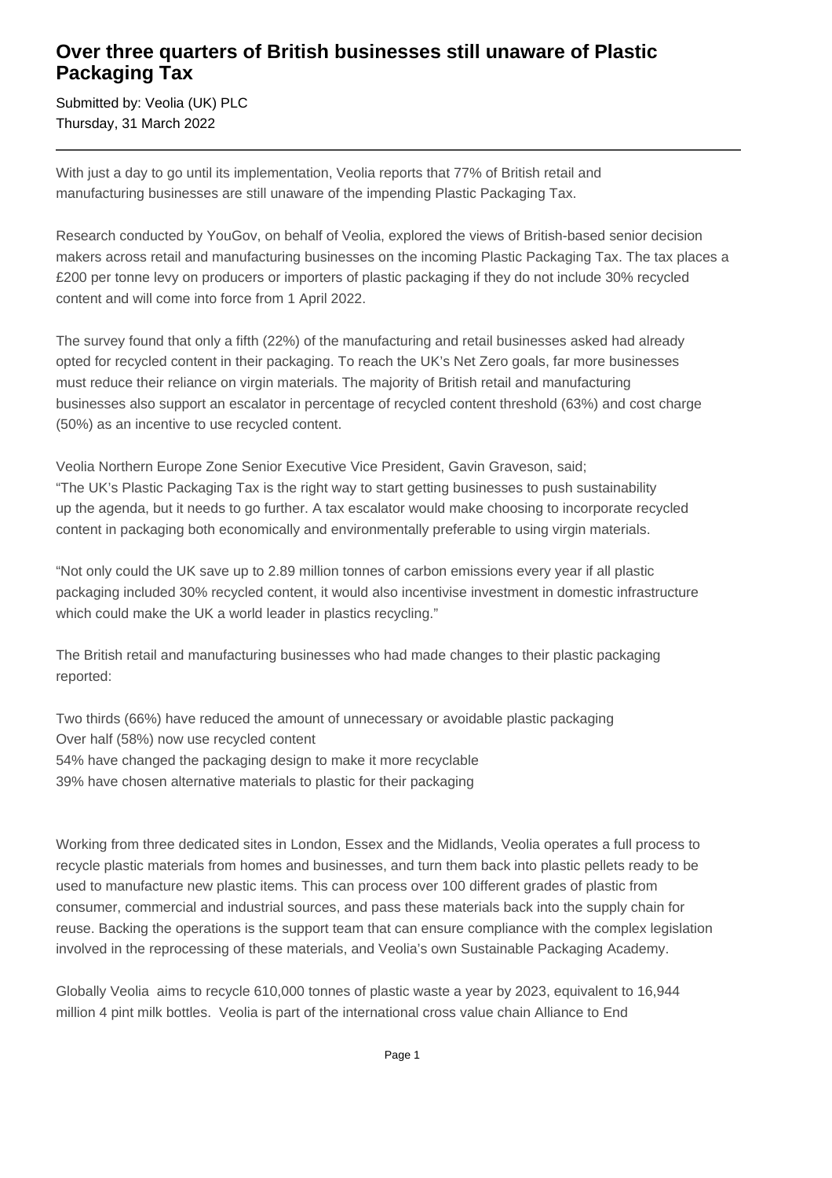# Over three quarters of British businesses still unaware of Plastic Packaging Tax

Submitted by: Veolia (UK) PLC
Thursday, 31 March 2022

---

With just a day to go until its implementation, Veolia reports that 77% of British retail and manufacturing businesses are still unaware of the impending Plastic Packaging Tax.

Research conducted by YouGov, on behalf of Veolia, explored the views of British-based senior decision makers across retail and manufacturing businesses on the incoming Plastic Packaging Tax. The tax places a £200 per tonne levy on producers or importers of plastic packaging if they do not include 30% recycled content and will come into force from 1 April 2022.

The survey found that only a fifth (22%) of the manufacturing and retail businesses asked had already opted for recycled content in their packaging. To reach the UK's Net Zero goals, far more businesses must reduce their reliance on virgin materials. The majority of British retail and manufacturing businesses also support an escalator in percentage of recycled content threshold (63%) and cost charge (50%) as an incentive to use recycled content.

Veolia Northern Europe Zone Senior Executive Vice President, Gavin Graveson, said;
"The UK's Plastic Packaging Tax is the right way to start getting businesses to push sustainability up the agenda, but it needs to go further. A tax escalator would make choosing to incorporate recycled content in packaging both economically and environmentally preferable to using virgin materials.

"Not only could the UK save up to 2.89 million tonnes of carbon emissions every year if all plastic packaging included 30% recycled content, it would also incentivise investment in domestic infrastructure which could make the UK a world leader in plastics recycling."

The British retail and manufacturing businesses who had made changes to their plastic packaging reported:

Two thirds (66%) have reduced the amount of unnecessary or avoidable plastic packaging
Over half (58%) now use recycled content
54% have changed the packaging design to make it more recyclable
39% have chosen alternative materials to plastic for their packaging

Working from three dedicated sites in London, Essex and the Midlands, Veolia operates a full process to recycle plastic materials from homes and businesses, and turn them back into plastic pellets ready to be used to manufacture new plastic items. This can process over 100 different grades of plastic from consumer, commercial and industrial sources, and pass these materials back into the supply chain for reuse. Backing the operations is the support team that can ensure compliance with the complex legislation involved in the reprocessing of these materials, and Veolia's own Sustainable Packaging Academy.

Globally Veolia aims to recycle 610,000 tonnes of plastic waste a year by 2023, equivalent to 16,944 million 4 pint milk bottles. Veolia is part of the international cross value chain Alliance to End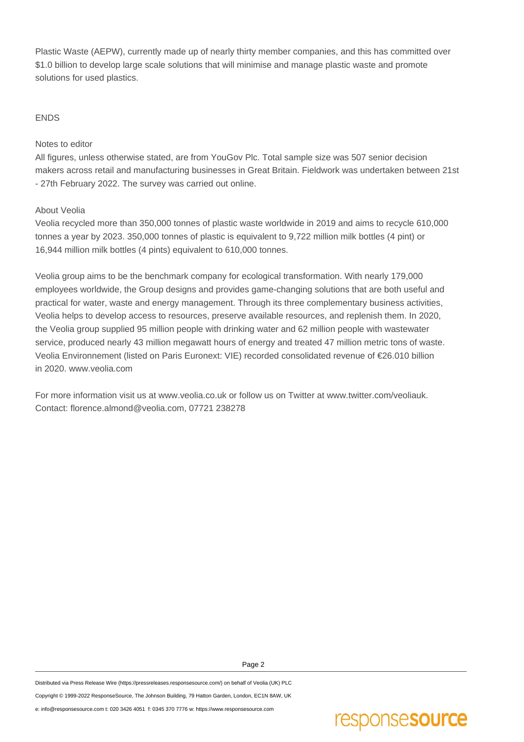Plastic Waste (AEPW), currently made up of nearly thirty member companies, and this has committed over $1.0 billion to develop large scale solutions that will minimise and manage plastic waste and promote solutions for used plastics.

ENDS

Notes to editor

All figures, unless otherwise stated, are from YouGov Plc. Total sample size was 507 senior decision makers across retail and manufacturing businesses in Great Britain. Fieldwork was undertaken between 21st - 27th February 2022. The survey was carried out online.

About Veolia

Veolia recycled more than 350,000 tonnes of plastic waste worldwide in 2019 and aims to recycle 610,000 tonnes a year by 2023. 350,000 tonnes of plastic is equivalent to 9,722 million milk bottles (4 pint) or 16,944 million milk bottles (4 pints) equivalent to 610,000 tonnes.

Veolia group aims to be the benchmark company for ecological transformation. With nearly 179,000 employees worldwide, the Group designs and provides game-changing solutions that are both useful and practical for water, waste and energy management. Through its three complementary business activities, Veolia helps to develop access to resources, preserve available resources, and replenish them. In 2020, the Veolia group supplied 95 million people with drinking water and 62 million people with wastewater service, produced nearly 43 million megawatt hours of energy and treated 47 million metric tons of waste. Veolia Environnement (listed on Paris Euronext: VIE) recorded consolidated revenue of €26.010 billion in 2020. www.veolia.com

For more information visit us at www.veolia.co.uk or follow us on Twitter at www.twitter.com/veoliauk.
Contact: florence.almond@veolia.com, 07721 238278

Distributed via Press Release Wire (https://pressreleases.responsesource.com/) on behalf of Veolia (UK) PLC

Copyright © 1999-2022 ResponseSource, The Johnson Building, 79 Hatton Garden, London, EC1N 8AW, UK

e: info@responsesource.com t: 020 3426 4051 f: 0345 370 7776 w: https://www.responsesource.com